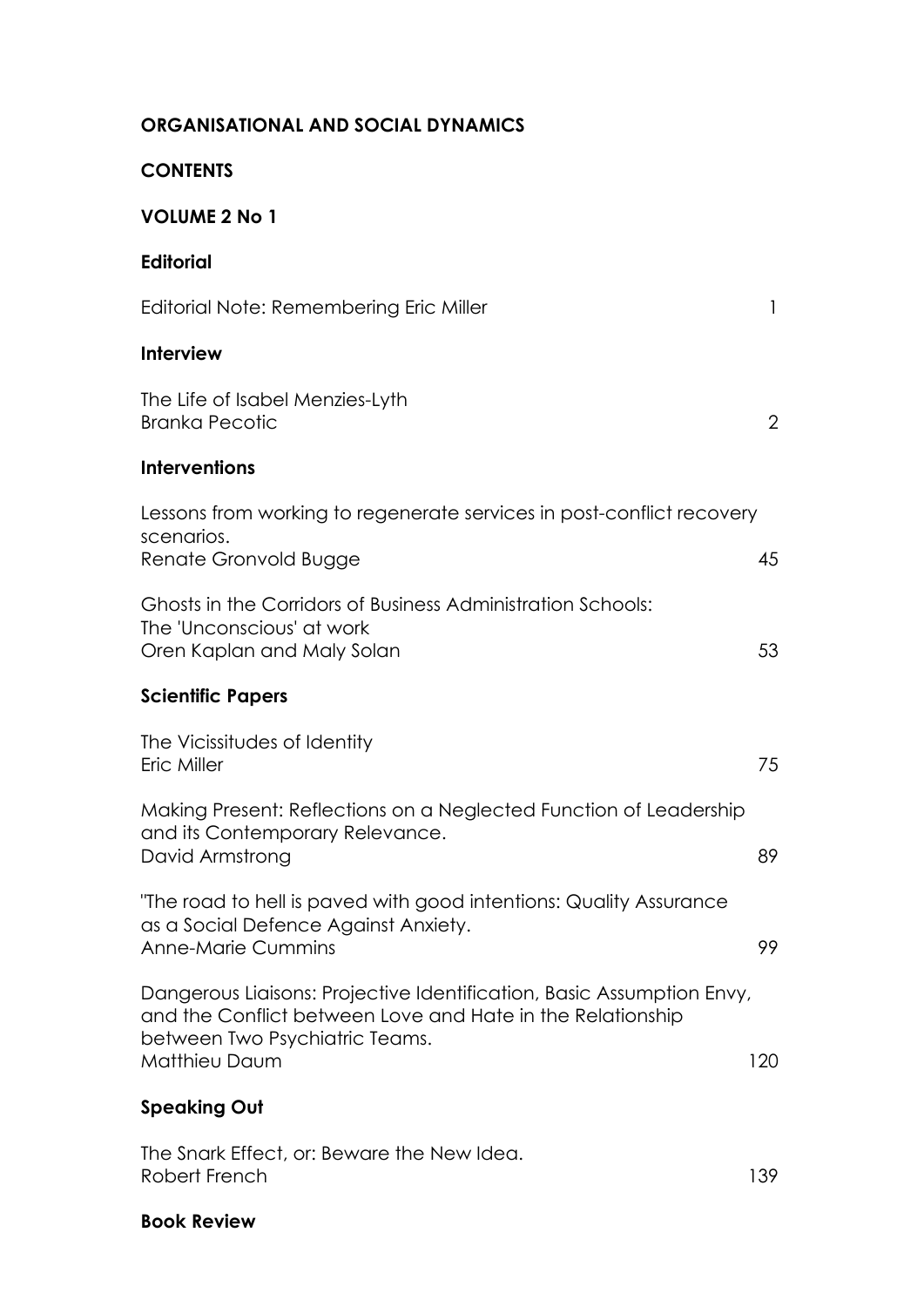# ORGANISATIONAL AND SOCIAL DYNAMICS

## CONTENTS

## VOLUME 2 No 1

### Editorial

Editorial Note: Remembering Eric Miller 1

### Interview

The Life of Isabel Menzies-Lyth
Branka Pecotic 2

### Interventions

Lessons from working to regenerate services in post-conflict recovery scenarios.
Renate Gronvold Bugge 45

Ghosts in the Corridors of Business Administration Schools: The 'Unconscious' at work
Oren Kaplan and Maly Solan 53

### Scientific Papers

The Vicissitudes of Identity
Eric Miller 75

Making Present: Reflections on a Neglected Function of Leadership and its Contemporary Relevance.
David Armstrong 89

"The road to hell is paved with good intentions: Quality Assurance as a Social Defence Against Anxiety.
Anne-Marie Cummins 99

Dangerous Liaisons: Projective Identification, Basic Assumption Envy, and the Conflict between Love and Hate in the Relationship between Two Psychiatric Teams.
Matthieu Daum 120

### Speaking Out

The Snark Effect, or: Beware the New Idea.
Robert French 139

### Book Review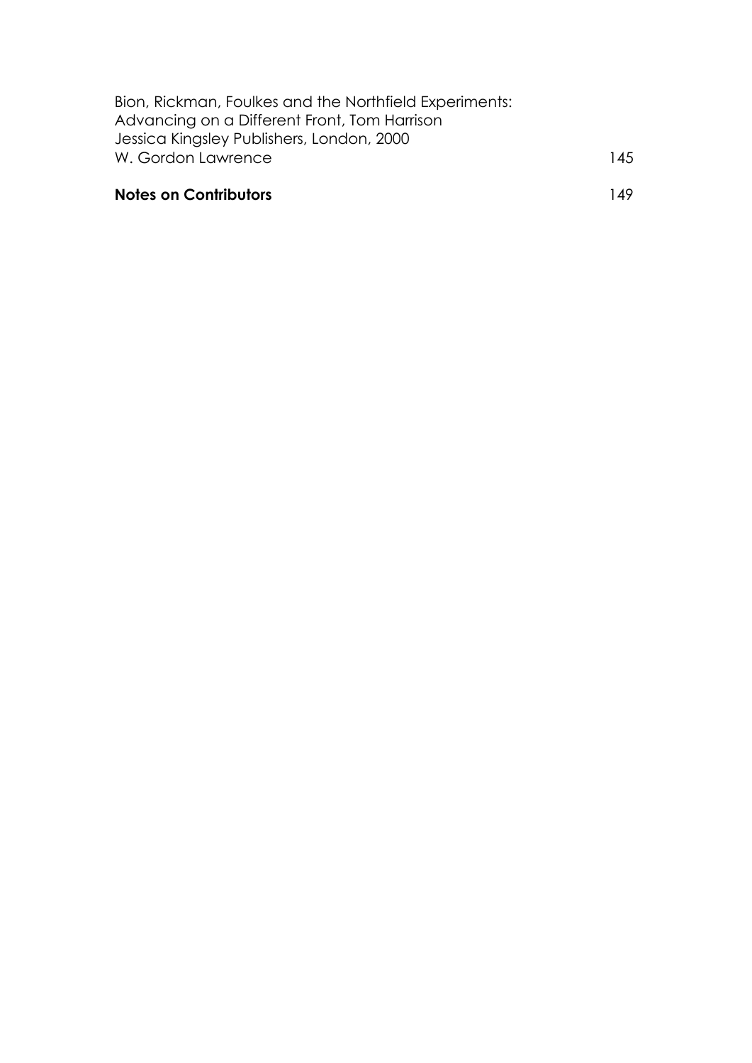Bion, Rickman, Foulkes and the Northfield Experiments:
Advancing on a Different Front, Tom Harrison
Jessica Kingsley Publishers, London, 2000
W. Gordon Lawrence 145

**Notes on Contributors** 149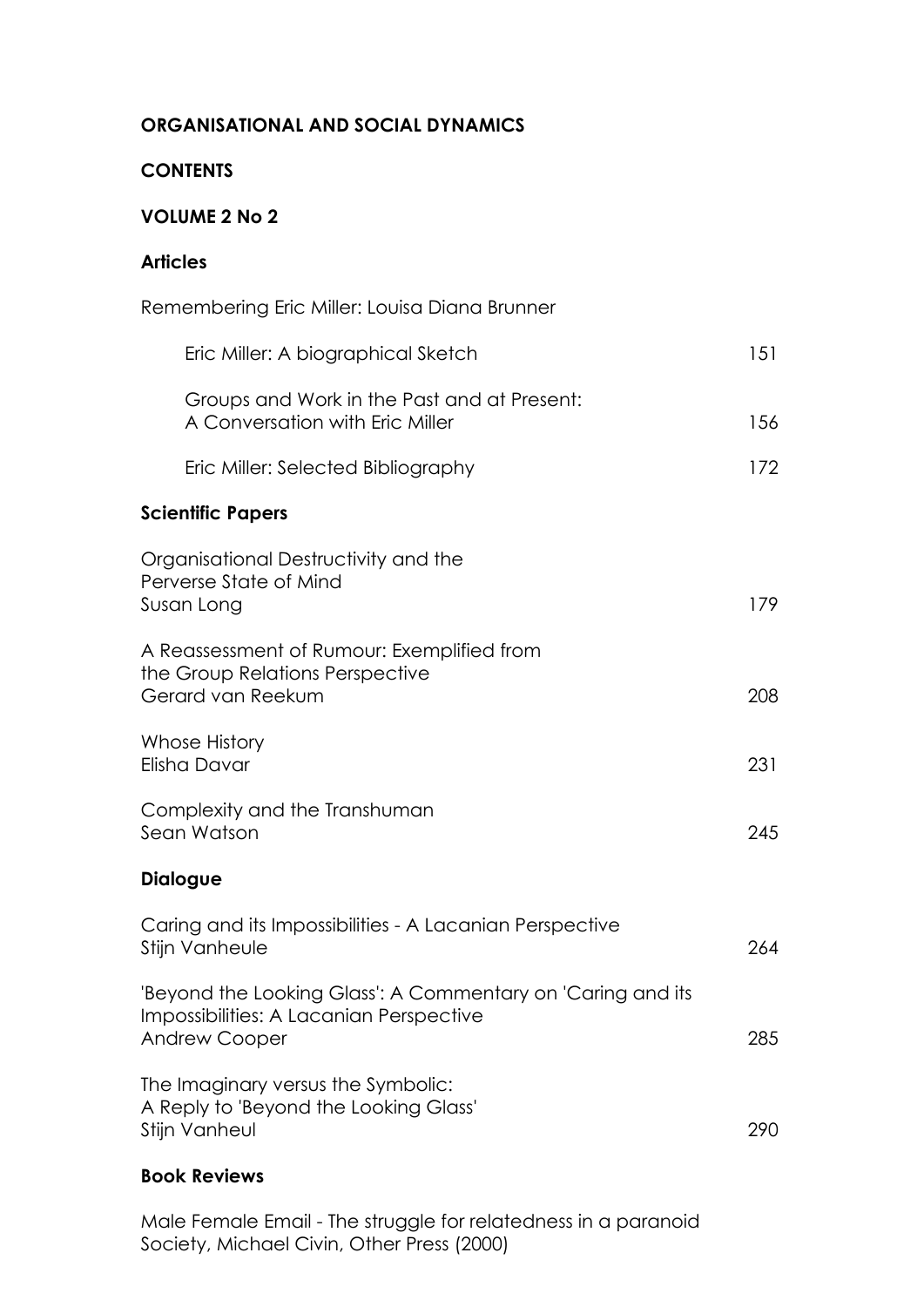**ORGANISATIONAL AND SOCIAL DYNAMICS**

**CONTENTS**

**VOLUME 2 No 2**

**Articles**

Remembering Eric Miller: Louisa Diana Brunner

| | |
|---|---|
| Eric Miller: A biographical Sketch | 151 |
| Groups and Work in the Past and at Present: A Conversation with Eric Miller | 156 |
| Eric Miller: Selected Bibliography | 172 |

**Scientific Papers**

| | |
|---|---|
| Organisational Destructivity and the Perverse State of Mind<br>Susan Long | 179 |
| A Reassessment of Rumour: Exemplified from the Group Relations Perspective<br>Gerard van Reekum | 208 |
| Whose History<br>Elisha Davar | 231 |
| Complexity and the Transhuman<br>Sean Watson | 245 |

**Dialogue**

| | |
|---|---|
| Caring and its Impossibilities - A Lacanian Perspective<br>Stijn Vanheule | 264 |
| 'Beyond the Looking Glass': A Commentary on 'Caring and its Impossibilities: A Lacanian Perspective<br>Andrew Cooper | 285 |
| The Imaginary versus the Symbolic: A Reply to 'Beyond the Looking Glass'<br>Stijn Vanheul | 290 |

**Book Reviews**

Male Female Email - The struggle for relatedness in a paranoid Society, Michael Civin, Other Press (2000)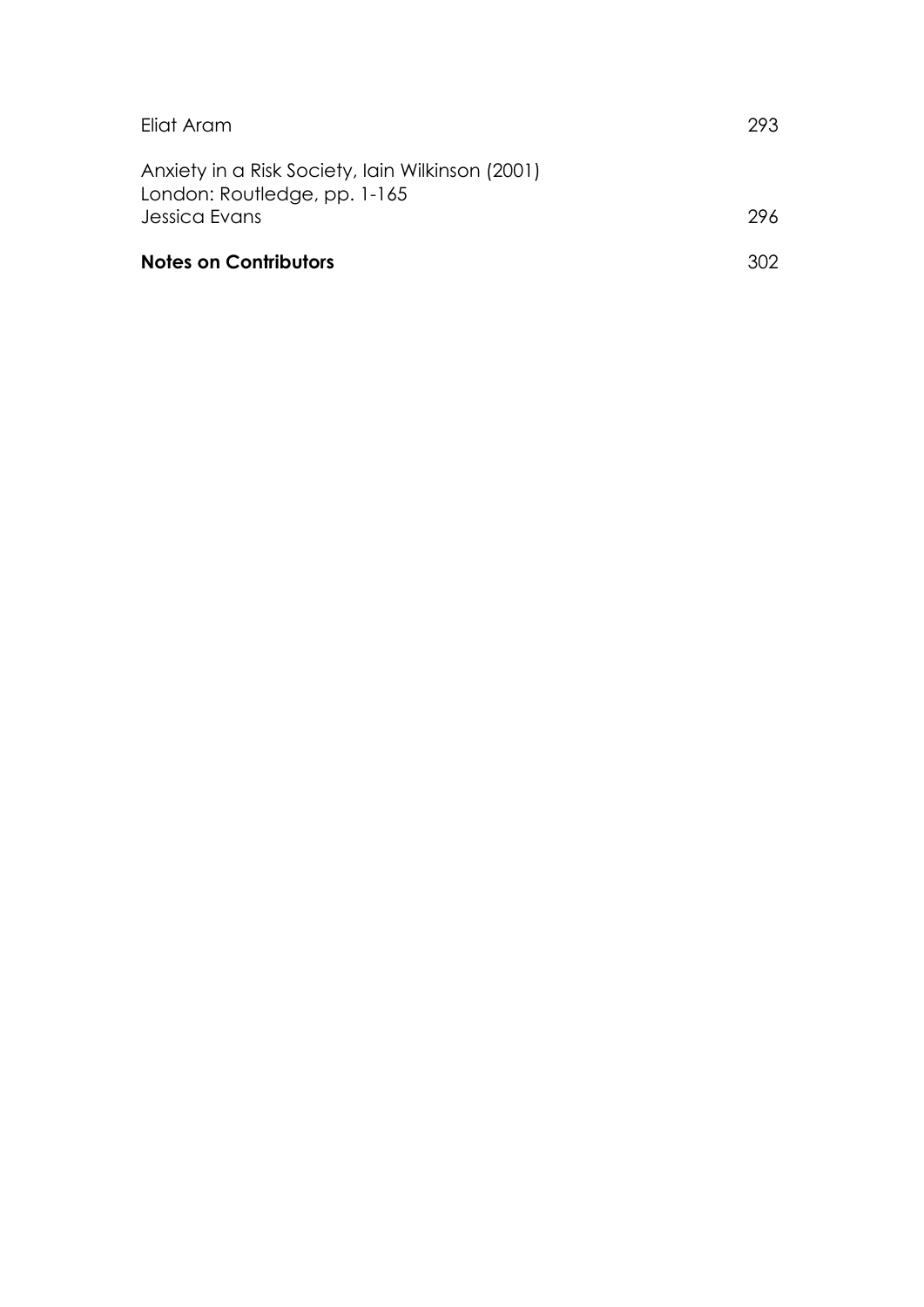Eliat Aram 293

Anxiety in a Risk Society, Iain Wilkinson (2001)
London: Routledge, pp. 1-165
Jessica Evans 296

**Notes on Contributors** 302